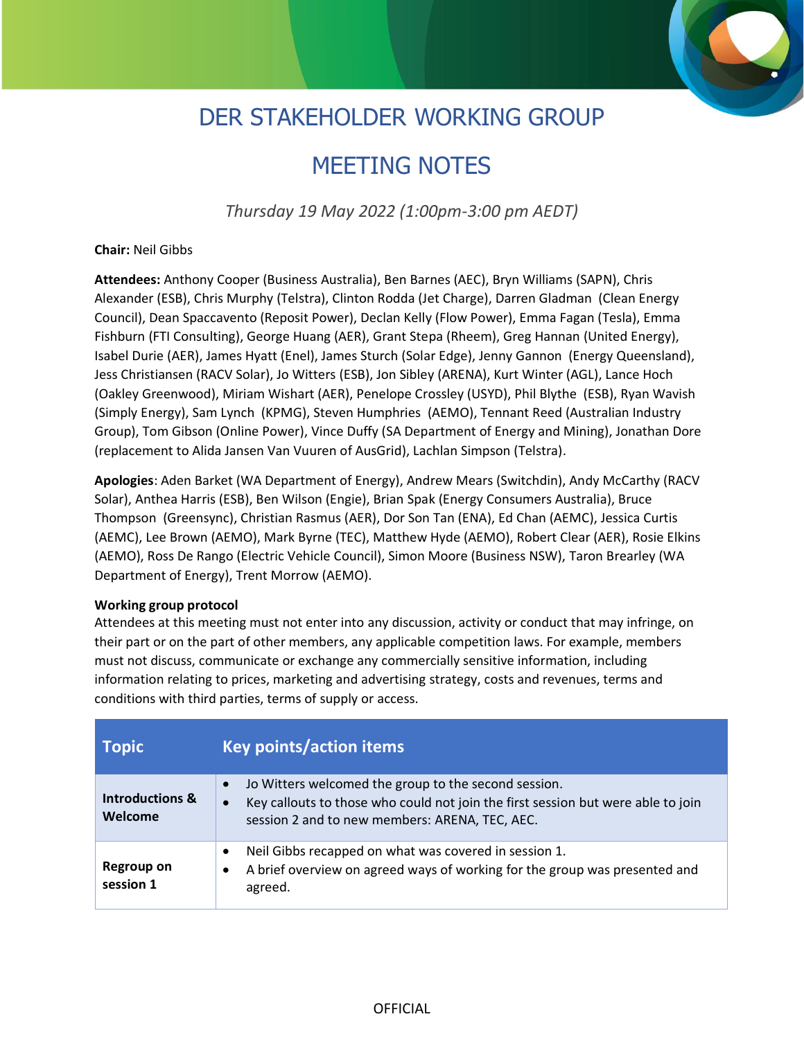# DER STAKEHOLDER WORKING GROUP

# MEETING NOTES

*Thursday 19 May 2022 (1:00pm-3:00 pm AEDT)*

**Chair:** Neil Gibbs

**Attendees:** Anthony Cooper (Business Australia), Ben Barnes (AEC), Bryn Williams (SAPN), Chris Alexander (ESB), Chris Murphy (Telstra), Clinton Rodda (Jet Charge), Darren Gladman (Clean Energy Council), Dean Spaccavento (Reposit Power), Declan Kelly (Flow Power), Emma Fagan (Tesla), Emma Fishburn (FTI Consulting), George Huang (AER), Grant Stepa (Rheem), Greg Hannan (United Energy), Isabel Durie (AER), James Hyatt (Enel), James Sturch (Solar Edge), Jenny Gannon (Energy Queensland), Jess Christiansen (RACV Solar), Jo Witters (ESB), Jon Sibley (ARENA), Kurt Winter (AGL), Lance Hoch (Oakley Greenwood), Miriam Wishart (AER), Penelope Crossley (USYD), Phil Blythe (ESB), Ryan Wavish (Simply Energy), Sam Lynch (KPMG), Steven Humphries (AEMO), Tennant Reed (Australian Industry Group), Tom Gibson (Online Power), Vince Duffy (SA Department of Energy and Mining), Jonathan Dore (replacement to Alida Jansen Van Vuuren of AusGrid), Lachlan Simpson (Telstra).

**Apologies**: Aden Barket (WA Department of Energy), Andrew Mears (Switchdin), Andy McCarthy (RACV Solar), Anthea Harris (ESB), Ben Wilson (Engie), Brian Spak (Energy Consumers Australia), Bruce Thompson (Greensync), Christian Rasmus (AER), Dor Son Tan (ENA), Ed Chan (AEMC), Jessica Curtis (AEMC), Lee Brown (AEMO), Mark Byrne (TEC), Matthew Hyde (AEMO), Robert Clear (AER), Rosie Elkins (AEMO), Ross De Rango (Electric Vehicle Council), Simon Moore (Business NSW), Taron Brearley (WA Department of Energy), Trent Morrow (AEMO).

**Working group protocol**
Attendees at this meeting must not enter into any discussion, activity or conduct that may infringe, on their part or on the part of other members, any applicable competition laws. For example, members must not discuss, communicate or exchange any commercially sensitive information, including information relating to prices, marketing and advertising strategy, costs and revenues, terms and conditions with third parties, terms of supply or access.

| Topic | Key points/action items |
|---|---|
| **Introductions & Welcome** | • Jo Witters welcomed the group to the second session.<br>• Key callouts to those who could not join the first session but were able to join session 2 and to new members: ARENA, TEC, AEC. |
| **Regroup on session 1** | • Neil Gibbs recapped on what was covered in session 1.<br>• A brief overview on agreed ways of working for the group was presented and agreed. |

OFFICIAL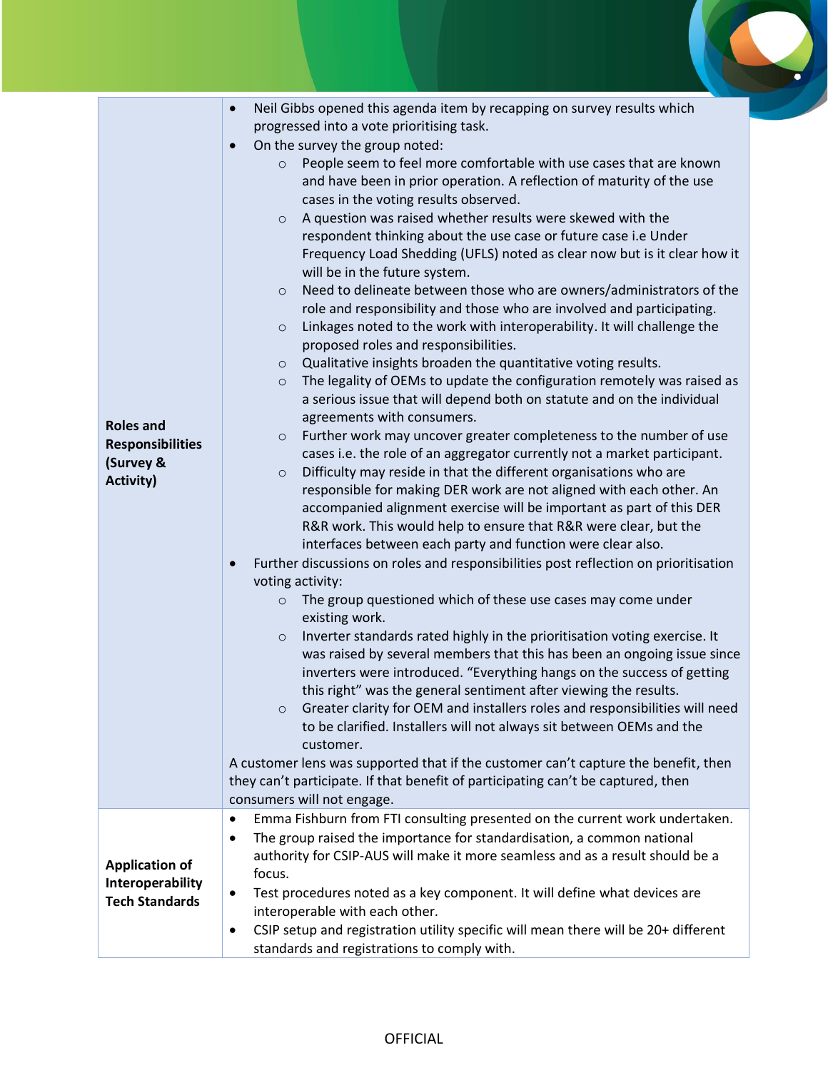| | |
|---|---|
| **Roles and Responsibilities (Survey & Activity)** | • Neil Gibbs opened this agenda item by recapping on survey results which progressed into a vote prioritising task.<br>• On the survey the group noted:<br>  ○ People seem to feel more comfortable with use cases that are known and have been in prior operation. A reflection of maturity of the use cases in the voting results observed.<br>  ○ A question was raised whether results were skewed with the respondent thinking about the use case or future case i.e Under Frequency Load Shedding (UFLS) noted as clear now but is it clear how it will be in the future system.<br>  ○ Need to delineate between those who are owners/administrators of the role and responsibility and those who are involved and participating.<br>  ○ Linkages noted to the work with interoperability. It will challenge the proposed roles and responsibilities.<br>  ○ Qualitative insights broaden the quantitative voting results.<br>  ○ The legality of OEMs to update the configuration remotely was raised as a serious issue that will depend both on statute and on the individual agreements with consumers.<br>  ○ Further work may uncover greater completeness to the number of use cases i.e. the role of an aggregator currently not a market participant.<br>  ○ Difficulty may reside in that the different organisations who are responsible for making DER work are not aligned with each other. An accompanied alignment exercise will be important as part of this DER R&R work. This would help to ensure that R&R were clear, but the interfaces between each party and function were clear also.<br>• Further discussions on roles and responsibilities post reflection on prioritisation voting activity:<br>  ○ The group questioned which of these use cases may come under existing work.<br>  ○ Inverter standards rated highly in the prioritisation voting exercise. It was raised by several members that this has been an ongoing issue since inverters were introduced. "Everything hangs on the success of getting this right" was the general sentiment after viewing the results.<br>  ○ Greater clarity for OEM and installers roles and responsibilities will need to be clarified. Installers will not always sit between OEMs and the customer.<br>A customer lens was supported that if the customer can't capture the benefit, then they can't participate. If that benefit of participating can't be captured, then consumers will not engage. |
| **Application of Interoperability Tech Standards** | • Emma Fishburn from FTI consulting presented on the current work undertaken.<br>• The group raised the importance for standardisation, a common national authority for CSIP-AUS will make it more seamless and as a result should be a focus.<br>• Test procedures noted as a key component. It will define what devices are interoperable with each other.<br>• CSIP setup and registration utility specific will mean there will be 20+ different standards and registrations to comply with. |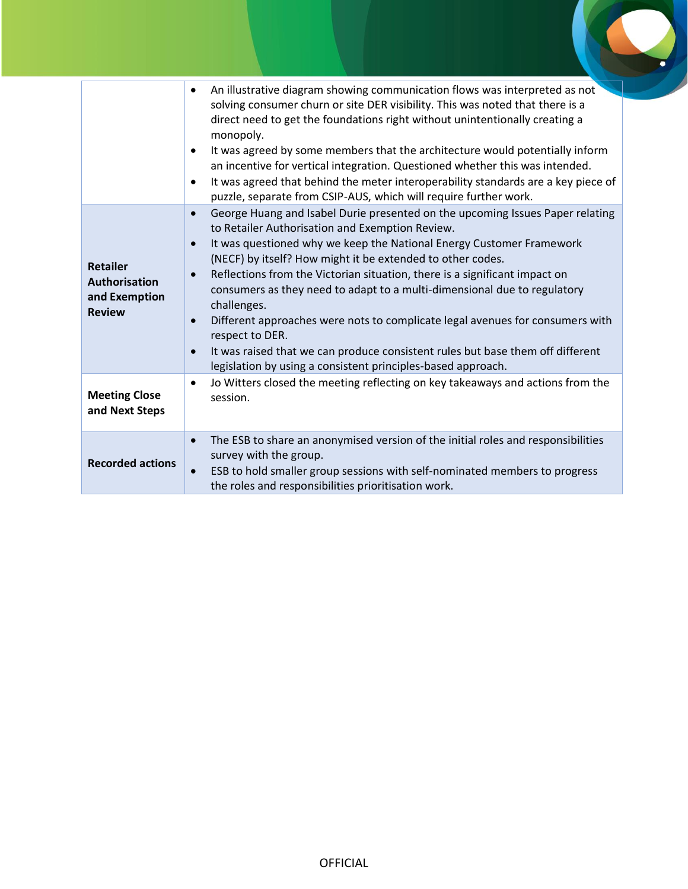| | |
|---|---|
| | • An illustrative diagram showing communication flows was interpreted as not solving consumer churn or site DER visibility. This was noted that there is a direct need to get the foundations right without unintentionally creating a monopoly.<br>• It was agreed by some members that the architecture would potentially inform an incentive for vertical integration. Questioned whether this was intended.<br>• It was agreed that behind the meter interoperability standards are a key piece of puzzle, separate from CSIP-AUS, which will require further work. |
| **Retailer Authorisation and Exemption Review** | • George Huang and Isabel Durie presented on the upcoming Issues Paper relating to Retailer Authorisation and Exemption Review.<br>• It was questioned why we keep the National Energy Customer Framework (NECF) by itself? How might it be extended to other codes.<br>• Reflections from the Victorian situation, there is a significant impact on consumers as they need to adapt to a multi-dimensional due to regulatory challenges.<br>• Different approaches were nots to complicate legal avenues for consumers with respect to DER.<br>• It was raised that we can produce consistent rules but base them off different legislation by using a consistent principles-based approach. |
| **Meeting Close and Next Steps** | • Jo Witters closed the meeting reflecting on key takeaways and actions from the session. |
| **Recorded actions** | • The ESB to share an anonymised version of the initial roles and responsibilities survey with the group.<br>• ESB to hold smaller group sessions with self-nominated members to progress the roles and responsibilities prioritisation work. |

OFFICIAL